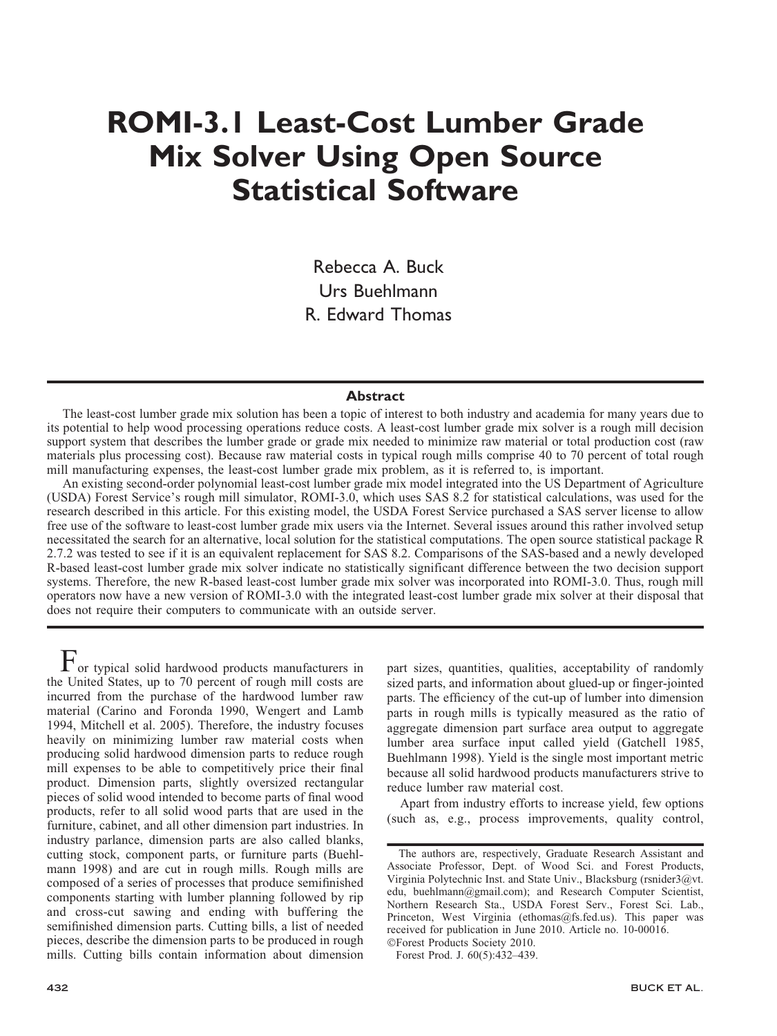# ROMI-3.1 Least-Cost Lumber Grade Mix Solver Using Open Source Statistical Software

Rebecca A. Buck
Urs Buehlmann
R. Edward Thomas

## Abstract

The least-cost lumber grade mix solution has been a topic of interest to both industry and academia for many years due to its potential to help wood processing operations reduce costs. A least-cost lumber grade mix solver is a rough mill decision support system that describes the lumber grade or grade mix needed to minimize raw material or total production cost (raw materials plus processing cost). Because raw material costs in typical rough mills comprise 40 to 70 percent of total rough mill manufacturing expenses, the least-cost lumber grade mix problem, as it is referred to, is important.

An existing second-order polynomial least-cost lumber grade mix model integrated into the US Department of Agriculture (USDA) Forest Service's rough mill simulator, ROMI-3.0, which uses SAS 8.2 for statistical calculations, was used for the research described in this article. For this existing model, the USDA Forest Service purchased a SAS server license to allow free use of the software to least-cost lumber grade mix users via the Internet. Several issues around this rather involved setup necessitated the search for an alternative, local solution for the statistical computations. The open source statistical package R 2.7.2 was tested to see if it is an equivalent replacement for SAS 8.2. Comparisons of the SAS-based and a newly developed R-based least-cost lumber grade mix solver indicate no statistically significant difference between the two decision support systems. Therefore, the new R-based least-cost lumber grade mix solver was incorporated into ROMI-3.0. Thus, rough mill operators now have a new version of ROMI-3.0 with the integrated least-cost lumber grade mix solver at their disposal that does not require their computers to communicate with an outside server.

For typical solid hardwood products manufacturers in the United States, up to 70 percent of rough mill costs are incurred from the purchase of the hardwood lumber raw material (Carino and Foronda 1990, Wengert and Lamb 1994, Mitchell et al. 2005). Therefore, the industry focuses heavily on minimizing lumber raw material costs when producing solid hardwood dimension parts to reduce rough mill expenses to be able to competitively price their final product. Dimension parts, slightly oversized rectangular pieces of solid wood intended to become parts of final wood products, refer to all solid wood parts that are used in the furniture, cabinet, and all other dimension part industries. In industry parlance, dimension parts are also called blanks, cutting stock, component parts, or furniture parts (Buehlmann 1998) and are cut in rough mills. Rough mills are composed of a series of processes that produce semifinished components starting with lumber planning followed by rip and cross-cut sawing and ending with buffering the semifinished dimension parts. Cutting bills, a list of needed pieces, describe the dimension parts to be produced in rough mills. Cutting bills contain information about dimension part sizes, quantities, qualities, acceptability of randomly sized parts, and information about glued-up or finger-jointed parts. The efficiency of the cut-up of lumber into dimension parts in rough mills is typically measured as the ratio of aggregate dimension part surface area output to aggregate lumber area surface input called yield (Gatchell 1985, Buehlmann 1998). Yield is the single most important metric because all solid hardwood products manufacturers strive to reduce lumber raw material cost.

Apart from industry efforts to increase yield, few options (such as, e.g., process improvements, quality control,

The authors are, respectively, Graduate Research Assistant and Associate Professor, Dept. of Wood Sci. and Forest Products, Virginia Polytechnic Inst. and State Univ., Blacksburg (rsnider3@vt.edu, buehlmann@gmail.com); and Research Computer Scientist, Northern Research Sta., USDA Forest Serv., Forest Sci. Lab., Princeton, West Virginia (ethomas@fs.fed.us). This paper was received for publication in June 2010. Article no. 10-00016.
©Forest Products Society 2010.
Forest Prod. J. 60(5):432–439.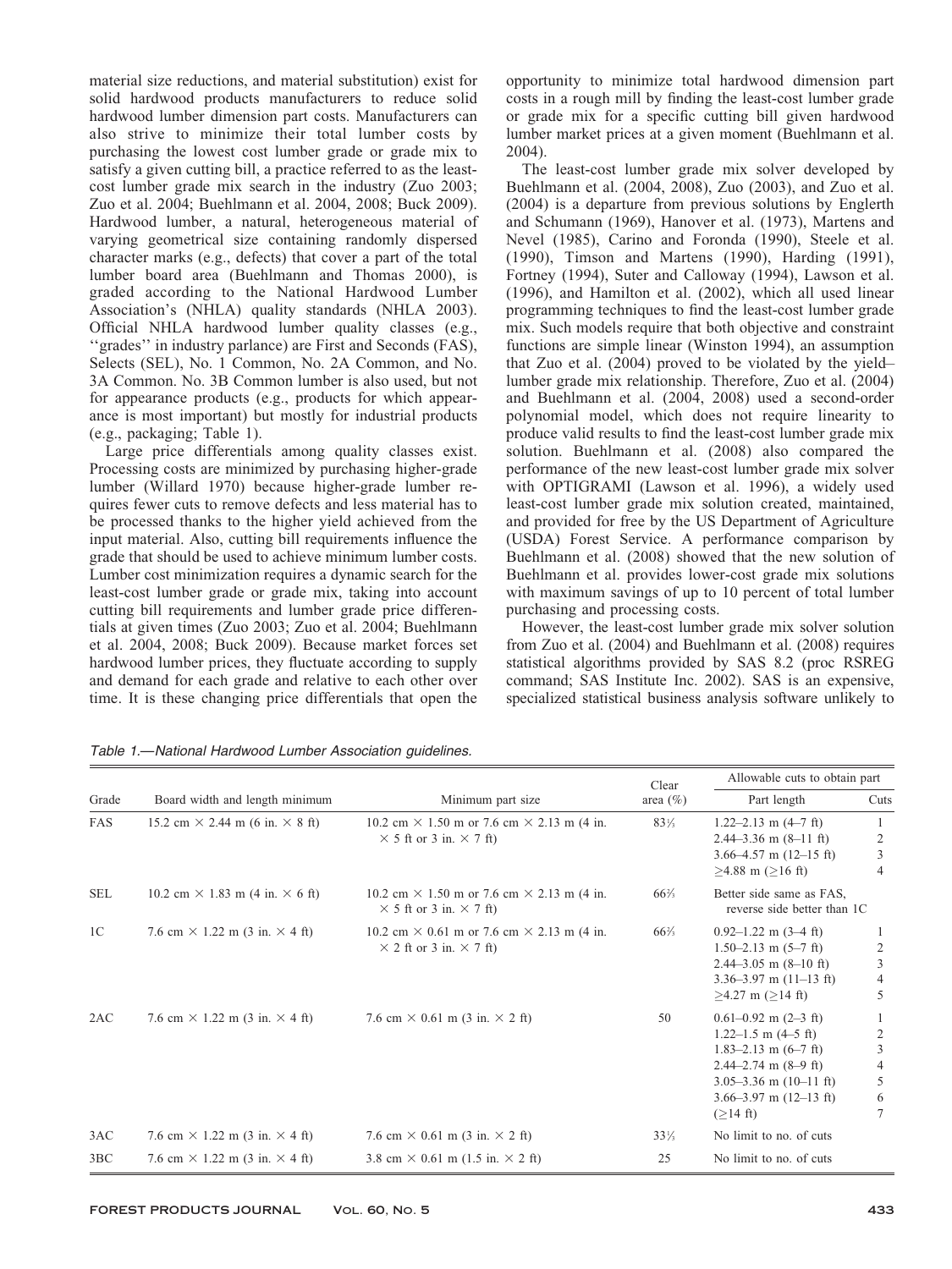material size reductions, and material substitution) exist for solid hardwood products manufacturers to reduce solid hardwood lumber dimension part costs. Manufacturers can also strive to minimize their total lumber costs by purchasing the lowest cost lumber grade or grade mix to satisfy a given cutting bill, a practice referred to as the least-cost lumber grade mix search in the industry (Zuo 2003; Zuo et al. 2004; Buehlmann et al. 2004, 2008; Buck 2009). Hardwood lumber, a natural, heterogeneous material of varying geometrical size containing randomly dispersed character marks (e.g., defects) that cover a part of the total lumber board area (Buehlmann and Thomas 2000), is graded according to the National Hardwood Lumber Association's (NHLA) quality standards (NHLA 2003). Official NHLA hardwood lumber quality classes (e.g., ''grades'' in industry parlance) are First and Seconds (FAS), Selects (SEL), No. 1 Common, No. 2A Common, and No. 3A Common. No. 3B Common lumber is also used, but not for appearance products (e.g., products for which appearance is most important) but mostly for industrial products (e.g., packaging; Table 1).

Large price differentials among quality classes exist. Processing costs are minimized by purchasing higher-grade lumber (Willard 1970) because higher-grade lumber requires fewer cuts to remove defects and less material has to be processed thanks to the higher yield achieved from the input material. Also, cutting bill requirements influence the grade that should be used to achieve minimum lumber costs. Lumber cost minimization requires a dynamic search for the least-cost lumber grade or grade mix, taking into account cutting bill requirements and lumber grade price differentials at given times (Zuo 2003; Zuo et al. 2004; Buehlmann et al. 2004, 2008; Buck 2009). Because market forces set hardwood lumber prices, they fluctuate according to supply and demand for each grade and relative to each other over time. It is these changing price differentials that open the opportunity to minimize total hardwood dimension part costs in a rough mill by finding the least-cost lumber grade or grade mix for a specific cutting bill given hardwood lumber market prices at a given moment (Buehlmann et al. 2004).

The least-cost lumber grade mix solver developed by Buehlmann et al. (2004, 2008), Zuo (2003), and Zuo et al. (2004) is a departure from previous solutions by Englerth and Schumann (1969), Hanover et al. (1973), Martens and Nevel (1985), Carino and Foronda (1990), Steele et al. (1990), Timson and Martens (1990), Harding (1991), Fortney (1994), Suter and Calloway (1994), Lawson et al. (1996), and Hamilton et al. (2002), which all used linear programming techniques to find the least-cost lumber grade mix. Such models require that both objective and constraint functions are simple linear (Winston 1994), an assumption that Zuo et al. (2004) proved to be violated by the yield–lumber grade mix relationship. Therefore, Zuo et al. (2004) and Buehlmann et al. (2004, 2008) used a second-order polynomial model, which does not require linearity to produce valid results to find the least-cost lumber grade mix solution. Buehlmann et al. (2008) also compared the performance of the new least-cost lumber grade mix solver with OPTIGRAMI (Lawson et al. 1996), a widely used least-cost lumber grade mix solution created, maintained, and provided for free by the US Department of Agriculture (USDA) Forest Service. A performance comparison by Buehlmann et al. (2008) showed that the new solution of Buehlmann et al. provides lower-cost grade mix solutions with maximum savings of up to 10 percent of total lumber purchasing and processing costs.

However, the least-cost lumber grade mix solver solution from Zuo et al. (2004) and Buehlmann et al. (2008) requires statistical algorithms provided by SAS 8.2 (proc RSREG command; SAS Institute Inc. 2002). SAS is an expensive, specialized statistical business analysis software unlikely to

*Table 1.—National Hardwood Lumber Association guidelines.*

| Grade | Board width and length minimum | Minimum part size | Clear area (%) | Allowable cuts to obtain part | |
|---|---|---|---|---|---|
| | | | | Part length | Cuts |
| FAS | 15.2 cm × 2.44 m (6 in. × 8 ft) | 10.2 cm × 1.50 m or 7.6 cm × 2.13 m (4 in. × 5 ft or 3 in. × 7 ft) | 83⅓ | 1.22–2.13 m (4–7 ft)<br>2.44–3.36 m (8–11 ft)<br>3.66–4.57 m (12–15 ft)<br>≥4.88 m (≥16 ft) | 1<br>2<br>3<br>4 |
| SEL | 10.2 cm × 1.83 m (4 in. × 6 ft) | 10.2 cm × 1.50 m or 7.6 cm × 2.13 m (4 in. × 5 ft or 3 in. × 7 ft) | 66⅔ | Better side same as FAS, reverse side better than 1C | |
| 1C | 7.6 cm × 1.22 m (3 in. × 4 ft) | 10.2 cm × 0.61 m or 7.6 cm × 2.13 m (4 in. × 2 ft or 3 in. × 7 ft) | 66⅔ | 0.92–1.22 m (3–4 ft)<br>1.50–2.13 m (5–7 ft)<br>2.44–3.05 m (8–10 ft)<br>3.36–3.97 m (11–13 ft)<br>≥4.27 m (≥14 ft) | 1<br>2<br>3<br>4<br>5 |
| 2AC | 7.6 cm × 1.22 m (3 in. × 4 ft) | 7.6 cm × 0.61 m (3 in. × 2 ft) | 50 | 0.61–0.92 m (2–3 ft)<br>1.22–1.5 m (4–5 ft)<br>1.83–2.13 m (6–7 ft)<br>2.44–2.74 m (8–9 ft)<br>3.05–3.36 m (10–11 ft)<br>3.66–3.97 m (12–13 ft)<br>(≥14 ft) | 1<br>2<br>3<br>4<br>5<br>6<br>7 |
| 3AC | 7.6 cm × 1.22 m (3 in. × 4 ft) | 7.6 cm × 0.61 m (3 in. × 2 ft) | 33⅓ | No limit to no. of cuts | |
| 3BC | 7.6 cm × 1.22 m (3 in. × 4 ft) | 3.8 cm × 0.61 m (1.5 in. × 2 ft) | 25 | No limit to no. of cuts | |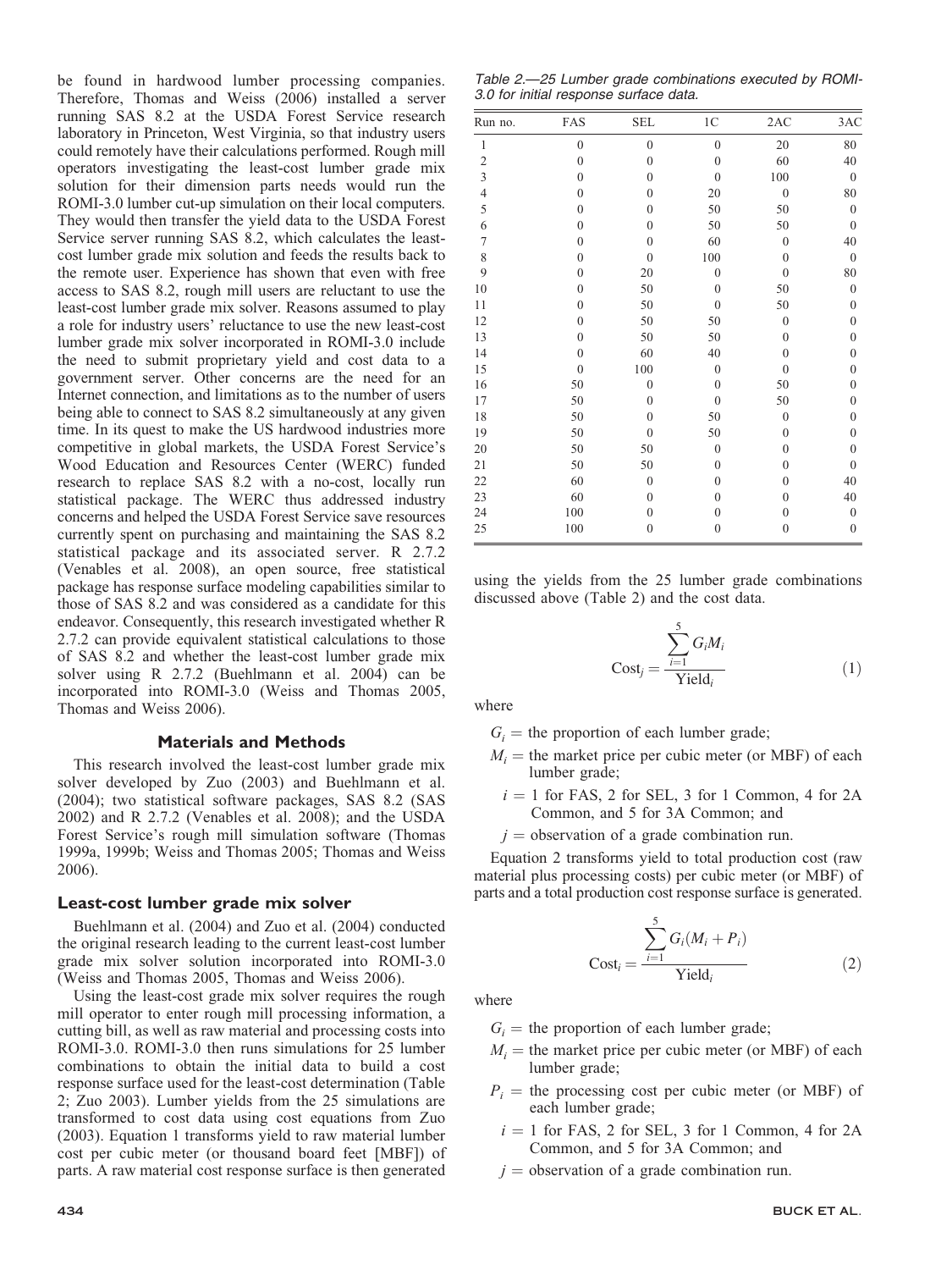be found in hardwood lumber processing companies. Therefore, Thomas and Weiss (2006) installed a server running SAS 8.2 at the USDA Forest Service research laboratory in Princeton, West Virginia, so that industry users could remotely have their calculations performed. Rough mill operators investigating the least-cost lumber grade mix solution for their dimension parts needs would run the ROMI-3.0 lumber cut-up simulation on their local computers. They would then transfer the yield data to the USDA Forest Service server running SAS 8.2, which calculates the least-cost lumber grade mix solution and feeds the results back to the remote user. Experience has shown that even with free access to SAS 8.2, rough mill users are reluctant to use the least-cost lumber grade mix solver. Reasons assumed to play a role for industry users' reluctance to use the new least-cost lumber grade mix solver incorporated in ROMI-3.0 include the need to submit proprietary yield and cost data to a government server. Other concerns are the need for an Internet connection, and limitations as to the number of users being able to connect to SAS 8.2 simultaneously at any given time. In its quest to make the US hardwood industries more competitive in global markets, the USDA Forest Service's Wood Education and Resources Center (WERC) funded research to replace SAS 8.2 with a no-cost, locally run statistical package. The WERC thus addressed industry concerns and helped the USDA Forest Service save resources currently spent on purchasing and maintaining the SAS 8.2 statistical package and its associated server. R 2.7.2 (Venables et al. 2008), an open source, free statistical package has response surface modeling capabilities similar to those of SAS 8.2 and was considered as a candidate for this endeavor. Consequently, this research investigated whether R 2.7.2 can provide equivalent statistical calculations to those of SAS 8.2 and whether the least-cost lumber grade mix solver using R 2.7.2 (Buehlmann et al. 2004) can be incorporated into ROMI-3.0 (Weiss and Thomas 2005, Thomas and Weiss 2006).

## Materials and Methods

This research involved the least-cost lumber grade mix solver developed by Zuo (2003) and Buehlmann et al. (2004); two statistical software packages, SAS 8.2 (SAS 2002) and R 2.7.2 (Venables et al. 2008); and the USDA Forest Service's rough mill simulation software (Thomas 1999a, 1999b; Weiss and Thomas 2005; Thomas and Weiss 2006).

### Least-cost lumber grade mix solver

Buehlmann et al. (2004) and Zuo et al. (2004) conducted the original research leading to the current least-cost lumber grade mix solver solution incorporated into ROMI-3.0 (Weiss and Thomas 2005, Thomas and Weiss 2006).

Using the least-cost grade mix solver requires the rough mill operator to enter rough mill processing information, a cutting bill, as well as raw material and processing costs into ROMI-3.0. ROMI-3.0 then runs simulations for 25 lumber combinations to obtain the initial data to build a cost response surface used for the least-cost determination (Table 2; Zuo 2003). Lumber yields from the 25 simulations are transformed to cost data using cost equations from Zuo (2003). Equation 1 transforms yield to raw material lumber cost per cubic meter (or thousand board feet [MBF]) of parts. A raw material cost response surface is then generated using the yields from the 25 lumber grade combinations discussed above (Table 2) and the cost data.

*Table 2.—25 Lumber grade combinations executed by ROMI-3.0 for initial response surface data.*

| Run no. | FAS | SEL | 1C | 2AC | 3AC |
|---|---|---|---|---|---|
| 1 | 0 | 0 | 0 | 20 | 80 |
| 2 | 0 | 0 | 0 | 60 | 40 |
| 3 | 0 | 0 | 0 | 100 | 0 |
| 4 | 0 | 0 | 20 | 0 | 80 |
| 5 | 0 | 0 | 50 | 50 | 0 |
| 6 | 0 | 0 | 50 | 50 | 0 |
| 7 | 0 | 0 | 60 | 0 | 40 |
| 8 | 0 | 0 | 100 | 0 | 0 |
| 9 | 0 | 20 | 0 | 0 | 80 |
| 10 | 0 | 50 | 0 | 50 | 0 |
| 11 | 0 | 50 | 0 | 50 | 0 |
| 12 | 0 | 50 | 50 | 0 | 0 |
| 13 | 0 | 50 | 50 | 0 | 0 |
| 14 | 0 | 60 | 40 | 0 | 0 |
| 15 | 0 | 100 | 0 | 0 | 0 |
| 16 | 50 | 0 | 0 | 50 | 0 |
| 17 | 50 | 0 | 0 | 50 | 0 |
| 18 | 50 | 0 | 50 | 0 | 0 |
| 19 | 50 | 0 | 50 | 0 | 0 |
| 20 | 50 | 50 | 0 | 0 | 0 |
| 21 | 50 | 50 | 0 | 0 | 0 |
| 22 | 60 | 0 | 0 | 0 | 40 |
| 23 | 60 | 0 | 0 | 0 | 40 |
| 24 | 100 | 0 | 0 | 0 | 0 |
| 25 | 100 | 0 | 0 | 0 | 0 |

$$\text{Cost}_j = \frac{\sum_{i=1}^{5} G_i M_i}{\text{Yield}_i} \qquad (1)$$

where

- $G_i$ = the proportion of each lumber grade;
- $M_i$ = the market price per cubic meter (or MBF) of each lumber grade;
- $i$ = 1 for FAS, 2 for SEL, 3 for 1 Common, 4 for 2A Common, and 5 for 3A Common; and
- $j$ = observation of a grade combination run.

Equation 2 transforms yield to total production cost (raw material plus processing costs) per cubic meter (or MBF) of parts and a total production cost response surface is generated.

$$\text{Cost}_i = \frac{\sum_{i=1}^{5} G_i (M_i + P_i)}{\text{Yield}_i} \qquad (2)$$

where

- $G_i$ = the proportion of each lumber grade;
- $M_i$ = the market price per cubic meter (or MBF) of each lumber grade;
- $P_i$ = the processing cost per cubic meter (or MBF) of each lumber grade;
- $i$ = 1 for FAS, 2 for SEL, 3 for 1 Common, 4 for 2A Common, and 5 for 3A Common; and
- $j$ = observation of a grade combination run.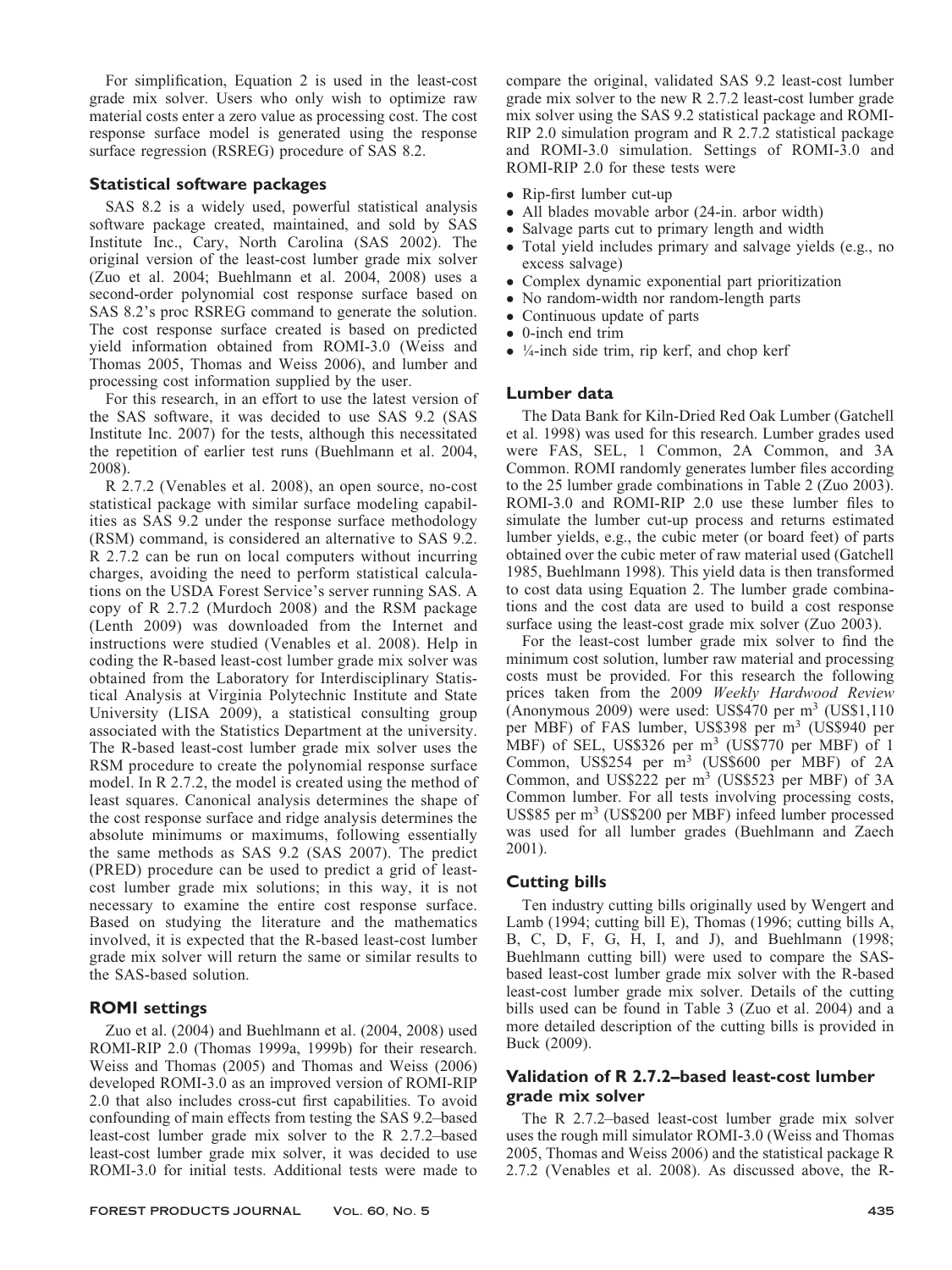For simplification, Equation 2 is used in the least-cost grade mix solver. Users who only wish to optimize raw material costs enter a zero value as processing cost. The cost response surface model is generated using the response surface regression (RSREG) procedure of SAS 8.2.

### Statistical software packages

SAS 8.2 is a widely used, powerful statistical analysis software package created, maintained, and sold by SAS Institute Inc., Cary, North Carolina (SAS 2002). The original version of the least-cost lumber grade mix solver (Zuo et al. 2004; Buehlmann et al. 2004, 2008) uses a second-order polynomial cost response surface based on SAS 8.2's proc RSREG command to generate the solution. The cost response surface created is based on predicted yield information obtained from ROMI-3.0 (Weiss and Thomas 2005, Thomas and Weiss 2006), and lumber and processing cost information supplied by the user.

For this research, in an effort to use the latest version of the SAS software, it was decided to use SAS 9.2 (SAS Institute Inc. 2007) for the tests, although this necessitated the repetition of earlier test runs (Buehlmann et al. 2004, 2008).

R 2.7.2 (Venables et al. 2008), an open source, no-cost statistical package with similar surface modeling capabilities as SAS 9.2 under the response surface methodology (RSM) command, is considered an alternative to SAS 9.2. R 2.7.2 can be run on local computers without incurring charges, avoiding the need to perform statistical calculations on the USDA Forest Service's server running SAS. A copy of R 2.7.2 (Murdoch 2008) and the RSM package (Lenth 2009) was downloaded from the Internet and instructions were studied (Venables et al. 2008). Help in coding the R-based least-cost lumber grade mix solver was obtained from the Laboratory for Interdisciplinary Statistical Analysis at Virginia Polytechnic Institute and State University (LISA 2009), a statistical consulting group associated with the Statistics Department at the university. The R-based least-cost lumber grade mix solver uses the RSM procedure to create the polynomial response surface model. In R 2.7.2, the model is created using the method of least squares. Canonical analysis determines the shape of the cost response surface and ridge analysis determines the absolute minimums or maximums, following essentially the same methods as SAS 9.2 (SAS 2007). The predict (PRED) procedure can be used to predict a grid of least-cost lumber grade mix solutions; in this way, it is not necessary to examine the entire cost response surface. Based on studying the literature and the mathematics involved, it is expected that the R-based least-cost lumber grade mix solver will return the same or similar results to the SAS-based solution.

### ROMI settings

Zuo et al. (2004) and Buehlmann et al. (2004, 2008) used ROMI-RIP 2.0 (Thomas 1999a, 1999b) for their research. Weiss and Thomas (2005) and Thomas and Weiss (2006) developed ROMI-3.0 as an improved version of ROMI-RIP 2.0 that also includes cross-cut first capabilities. To avoid confounding of main effects from testing the SAS 9.2–based least-cost lumber grade mix solver to the R 2.7.2–based least-cost lumber grade mix solver, it was decided to use ROMI-3.0 for initial tests. Additional tests were made to compare the original, validated SAS 9.2 least-cost lumber grade mix solver to the new R 2.7.2 least-cost lumber grade mix solver using the SAS 9.2 statistical package and ROMI-RIP 2.0 simulation program and R 2.7.2 statistical package and ROMI-3.0 simulation. Settings of ROMI-3.0 and ROMI-RIP 2.0 for these tests were

- Rip-first lumber cut-up
- All blades movable arbor (24-in. arbor width)
- Salvage parts cut to primary length and width
- Total yield includes primary and salvage yields (e.g., no excess salvage)
- Complex dynamic exponential part prioritization
- No random-width nor random-length parts
- Continuous update of parts
- 0-inch end trim
- ¼-inch side trim, rip kerf, and chop kerf

### Lumber data

The Data Bank for Kiln-Dried Red Oak Lumber (Gatchell et al. 1998) was used for this research. Lumber grades used were FAS, SEL, 1 Common, 2A Common, and 3A Common. ROMI randomly generates lumber files according to the 25 lumber grade combinations in Table 2 (Zuo 2003). ROMI-3.0 and ROMI-RIP 2.0 use these lumber files to simulate the lumber cut-up process and returns estimated lumber yields, e.g., the cubic meter (or board feet) of parts obtained over the cubic meter of raw material used (Gatchell 1985, Buehlmann 1998). This yield data is then transformed to cost data using Equation 2. The lumber grade combinations and the cost data are used to build a cost response surface using the least-cost grade mix solver (Zuo 2003).

For the least-cost lumber grade mix solver to find the minimum cost solution, lumber raw material and processing costs must be provided. For this research the following prices taken from the 2009 *Weekly Hardwood Review* (Anonymous 2009) were used: US\$470 per $m^3$ (US\$1,110 per MBF) of FAS lumber, US\$398 per $m^3$ (US\$940 per MBF) of SEL, US\$326 per $m^3$ (US\$770 per MBF) of 1 Common, US\$254 per $m^3$ (US\$600 per MBF) of 2A Common, and US\$222 per $m^3$ (US\$523 per MBF) of 3A Common lumber. For all tests involving processing costs, US\$85 per $m^3$ (US\$200 per MBF) infeed lumber processed was used for all lumber grades (Buehlmann and Zaech 2001).

### Cutting bills

Ten industry cutting bills originally used by Wengert and Lamb (1994; cutting bill E), Thomas (1996; cutting bills A, B, C, D, F, G, H, I, and J), and Buehlmann (1998; Buehlmann cutting bill) were used to compare the SAS-based least-cost lumber grade mix solver with the R-based least-cost lumber grade mix solver. Details of the cutting bills used can be found in Table 3 (Zuo et al. 2004) and a more detailed description of the cutting bills is provided in Buck (2009).

### Validation of R 2.7.2–based least-cost lumber grade mix solver

The R 2.7.2–based least-cost lumber grade mix solver uses the rough mill simulator ROMI-3.0 (Weiss and Thomas 2005, Thomas and Weiss 2006) and the statistical package R 2.7.2 (Venables et al. 2008). As discussed above, the R-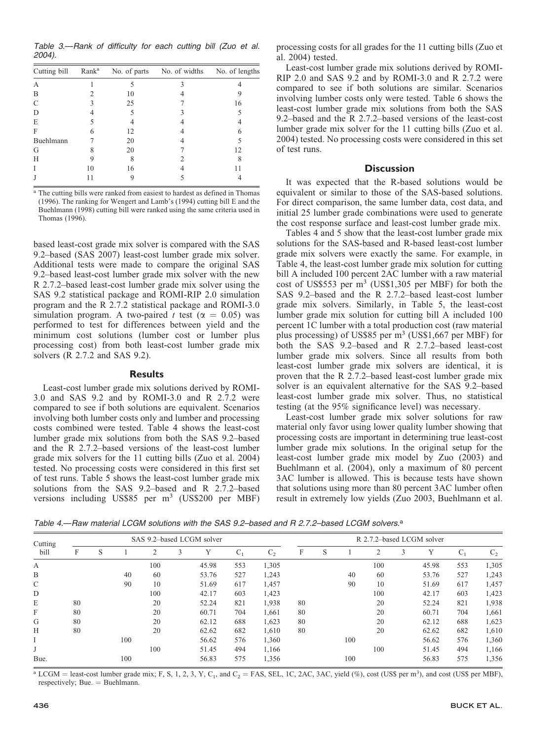Table 3.—Rank of difficulty for each cutting bill (Zuo et al. 2004).

| Cutting bill | Rank[a] | No. of parts | No. of widths | No. of lengths |
|---|---|---|---|---|
| A | 1 | 5 | 3 | 4 |
| B | 2 | 10 | 4 | 9 |
| C | 3 | 25 | 7 | 16 |
| D | 4 | 5 | 3 | 5 |
| E | 5 | 4 | 4 | 4 |
| F | 6 | 12 | 4 | 6 |
| Buehlmann | 7 | 20 | 4 | 5 |
| G | 8 | 20 | 7 | 12 |
| H | 9 | 8 | 2 | 8 |
| I | 10 | 16 | 4 | 11 |
| J | 11 | 9 | 5 | 4 |

[a] The cutting bills were ranked from easiest to hardest as defined in Thomas (1996). The ranking for Wengert and Lamb's (1994) cutting bill E and the Buehlmann (1998) cutting bill were ranked using the same criteria used in Thomas (1996).

based least-cost grade mix solver is compared with the SAS 9.2–based (SAS 2007) least-cost lumber grade mix solver. Additional tests were made to compare the original SAS 9.2–based least-cost lumber grade mix solver with the new R 2.7.2–based least-cost lumber grade mix solver using the SAS 9.2 statistical package and ROMI-RIP 2.0 simulation program and the R 2.7.2 statistical package and ROMI-3.0 simulation program. A two-paired $t$ test ($\alpha = 0.05$) was performed to test for differences between yield and the minimum cost solutions (lumber cost or lumber plus processing cost) from both least-cost lumber grade mix solvers (R 2.7.2 and SAS 9.2).

## Results

Least-cost lumber grade mix solutions derived by ROMI-3.0 and SAS 9.2 and by ROMI-3.0 and R 2.7.2 were compared to see if both solutions are equivalent. Scenarios involving both lumber costs only and lumber and processing costs combined were tested. Table 4 shows the least-cost lumber grade mix solutions from both the SAS 9.2–based and the R 2.7.2–based versions of the least-cost lumber grade mix solvers for the 11 cutting bills (Zuo et al. 2004) tested. No processing costs were considered in this first set of test runs. Table 5 shows the least-cost lumber grade mix solutions from the SAS 9.2–based and R 2.7.2–based versions including US\$85 per m$^3$ (US\$200 per MBF) processing costs for all grades for the 11 cutting bills (Zuo et al. 2004) tested.

Least-cost lumber grade mix solutions derived by ROMI-RIP 2.0 and SAS 9.2 and by ROMI-3.0 and R 2.7.2 were compared to see if both solutions are similar. Scenarios involving lumber costs only were tested. Table 6 shows the least-cost lumber grade mix solutions from both the SAS 9.2–based and the R 2.7.2–based versions of the least-cost lumber grade mix solver for the 11 cutting bills (Zuo et al. 2004) tested. No processing costs were considered in this set of test runs.

## Discussion

It was expected that the R-based solutions would be equivalent or similar to those of the SAS-based solutions. For direct comparison, the same lumber data, cost data, and initial 25 lumber grade combinations were used to generate the cost response surface and least-cost lumber grade mix.

Tables 4 and 5 show that the least-cost lumber grade mix solutions for the SAS-based and R-based least-cost lumber grade mix solvers were exactly the same. For example, in Table 4, the least-cost lumber grade mix solution for cutting bill A included 100 percent 2AC lumber with a raw material cost of US\$553 per m$^3$ (US\$1,305 per MBF) for both the SAS 9.2–based and the R 2.7.2–based least-cost lumber grade mix solvers. Similarly, in Table 5, the least-cost lumber grade mix solution for cutting bill A included 100 percent 1C lumber with a total production cost (raw material plus processing) of US\$85 per m$^3$ (US\$1,667 per MBF) for both the SAS 9.2–based and R 2.7.2–based least-cost lumber grade mix solvers. Since all results from both least-cost lumber grade mix solvers are identical, it is proven that the R 2.7.2–based least-cost lumber grade mix solver is an equivalent alternative for the SAS 9.2–based least-cost lumber grade mix solver. Thus, no statistical testing (at the 95% significance level) was necessary.

Least-cost lumber grade mix solver solutions for raw material only favor using lower quality lumber showing that processing costs are important in determining true least-cost lumber grade mix solutions. In the original setup for the least-cost lumber grade mix model by Zuo (2003) and Buehlmann et al. (2004), only a maximum of 80 percent 3AC lumber is allowed. This is because tests have shown that solutions using more than 80 percent 3AC lumber often result in extremely low yields (Zuo 2003, Buehlmann et al.

Table 4.—Raw material LCGM solutions with the SAS 9.2–based and R 2.7.2–based LCGM solvers.[a]

| Cutting bill | SAS 9.2–based LCGM solver | | | | | | | | R 2.7.2–based LCGM solver | | | | | | | |
|---|---|---|---|---|---|---|---|---|---|---|---|---|---|---|---|---|
| | F | S | 1 | 2 | 3 | Y | $C_1$ | $C_2$ | F | S | 1 | 2 | 3 | Y | $C_1$ | $C_2$ |
| A | | | | 100 | | 45.98 | 553 | 1,305 | | | | 100 | | 45.98 | 553 | 1,305 |
| B | | | 40 | 60 | | 53.76 | 527 | 1,243 | | | 40 | 60 | | 53.76 | 527 | 1,243 |
| C | | | 90 | 10 | | 51.69 | 617 | 1,457 | | | 90 | 10 | | 51.69 | 617 | 1,457 |
| D | | | | 100 | | 42.17 | 603 | 1,423 | | | | 100 | | 42.17 | 603 | 1,423 |
| E | 80 | | | 20 | | 52.24 | 821 | 1,938 | 80 | | | 20 | | 52.24 | 821 | 1,938 |
| F | 80 | | | 20 | | 60.71 | 704 | 1,661 | 80 | | | 20 | | 60.71 | 704 | 1,661 |
| G | 80 | | | 20 | | 62.12 | 688 | 1,623 | 80 | | | 20 | | 62.12 | 688 | 1,623 |
| H | 80 | | | 20 | | 62.62 | 682 | 1,610 | 80 | | | 20 | | 62.62 | 682 | 1,610 |
| I | | | 100 | | | 56.62 | 576 | 1,360 | | | 100 | | | 56.62 | 576 | 1,360 |
| J | | | | 100 | | 51.45 | 494 | 1,166 | | | | 100 | | 51.45 | 494 | 1,166 |
| Bue. | | | 100 | | | 56.83 | 575 | 1,356 | | | 100 | | | 56.83 | 575 | 1,356 |

[a] LCGM = least-cost lumber grade mix; F, S, 1, 2, 3, Y, $C_1$, and $C_2$ = FAS, SEL, 1C, 2AC, 3AC, yield (%), cost (US\$ per m$^3$), and cost (US\$ per MBF), respectively; Bue. = Buehlmann.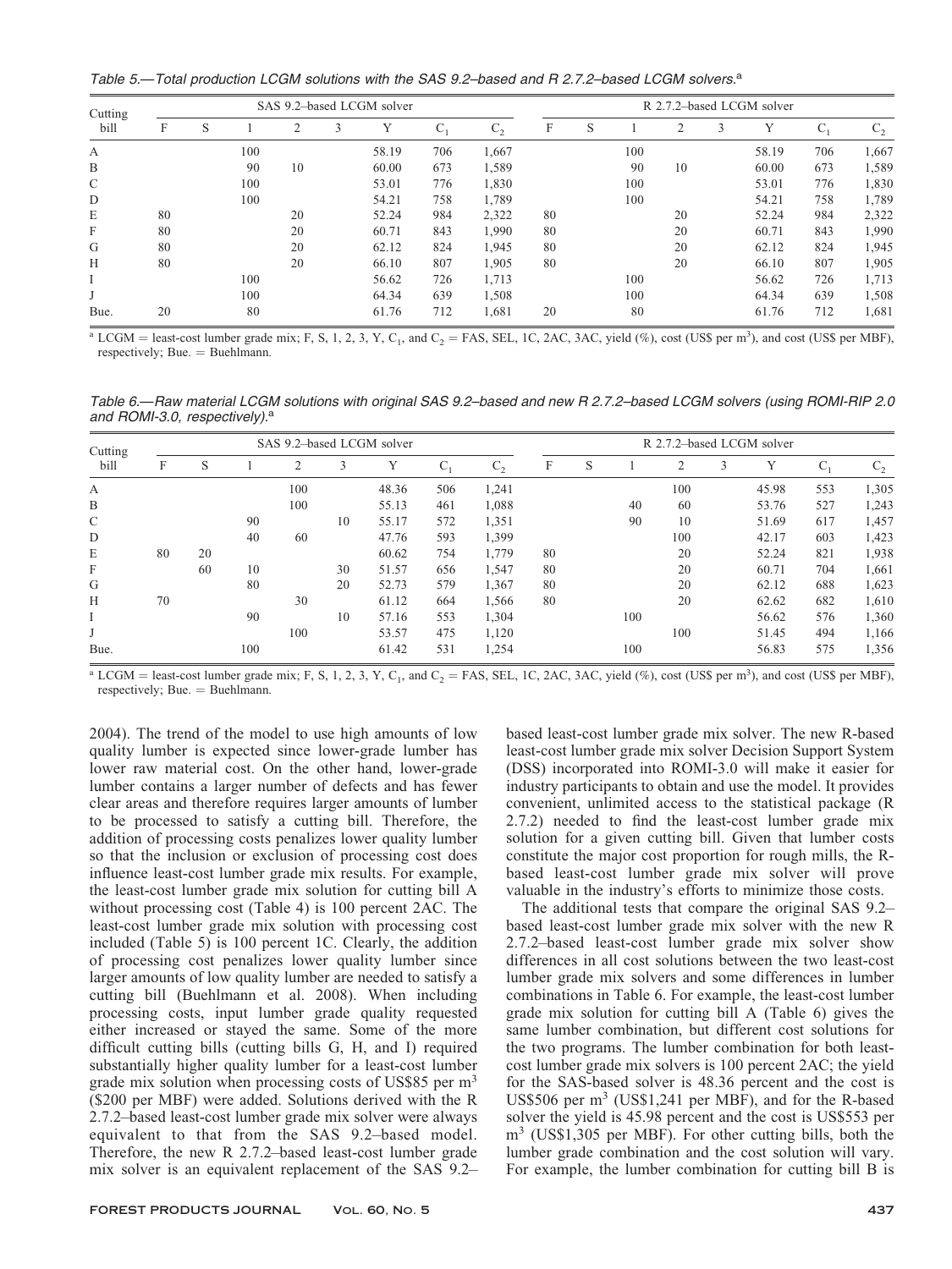Table 5.—Total production LCGM solutions with the SAS 9.2–based and R 2.7.2–based LCGM solvers.[a]

| Cutting bill | SAS 9.2–based LCGM solver | | | | | | | | R 2.7.2–based LCGM solver | | | | | | | |
|---|---|---|---|---|---|---|---|---|---|---|---|---|---|---|---|---|
| | F | S | 1 | 2 | 3 | Y | $C_1$ | $C_2$ | F | S | 1 | 2 | 3 | Y | $C_1$ | $C_2$ |
| A | | | 100 | | | 58.19 | 706 | 1,667 | | | 100 | | | 58.19 | 706 | 1,667 |
| B | | | 90 | 10 | | 60.00 | 673 | 1,589 | | | 90 | 10 | | 60.00 | 673 | 1,589 |
| C | | | 100 | | | 53.01 | 776 | 1,830 | | | 100 | | | 53.01 | 776 | 1,830 |
| D | | | 100 | | | 54.21 | 758 | 1,789 | | | 100 | | | 54.21 | 758 | 1,789 |
| E | 80 | | | 20 | | 52.24 | 984 | 2,322 | 80 | | | 20 | | 52.24 | 984 | 2,322 |
| F | 80 | | | 20 | | 60.71 | 843 | 1,990 | 80 | | | 20 | | 60.71 | 843 | 1,990 |
| G | 80 | | | 20 | | 62.12 | 824 | 1,945 | 80 | | | 20 | | 62.12 | 824 | 1,945 |
| H | 80 | | | 20 | | 66.10 | 807 | 1,905 | 80 | | | 20 | | 66.10 | 807 | 1,905 |
| I | | | 100 | | | 56.62 | 726 | 1,713 | | | 100 | | | 56.62 | 726 | 1,713 |
| J | | | 100 | | | 64.34 | 639 | 1,508 | | | 100 | | | 64.34 | 639 | 1,508 |
| Bue. | 20 | | 80 | | | 61.76 | 712 | 1,681 | 20 | | 80 | | | 61.76 | 712 | 1,681 |

[a] LCGM = least-cost lumber grade mix; F, S, 1, 2, 3, Y, $C_1$, and $C_2$ = FAS, SEL, 1C, 2AC, 3AC, yield (%), cost (US$ per m$^3$), and cost (US$ per MBF), respectively; Bue. = Buehlmann.

Table 6.—Raw material LCGM solutions with original SAS 9.2–based and new R 2.7.2–based LCGM solvers (using ROMI-RIP 2.0 and ROMI-3.0, respectively).[a]

| Cutting bill | SAS 9.2–based LCGM solver | | | | | | | | R 2.7.2–based LCGM solver | | | | | | | |
|---|---|---|---|---|---|---|---|---|---|---|---|---|---|---|---|---|
| | F | S | 1 | 2 | 3 | Y | $C_1$ | $C_2$ | F | S | 1 | 2 | 3 | Y | $C_1$ | $C_2$ |
| A | | | | 100 | | 48.36 | 506 | 1,241 | | | | 100 | | 45.98 | 553 | 1,305 |
| B | | | | 100 | | 55.13 | 461 | 1,088 | | | 40 | 60 | | 53.76 | 527 | 1,243 |
| C | | | 90 | | 10 | 55.17 | 572 | 1,351 | | | 90 | 10 | | 51.69 | 617 | 1,457 |
| D | | | 40 | 60 | | 47.76 | 593 | 1,399 | | | | 100 | | 42.17 | 603 | 1,423 |
| E | 80 | 20 | | | | 60.62 | 754 | 1,779 | 80 | | | 20 | | 52.24 | 821 | 1,938 |
| F | | 60 | 10 | | 30 | 51.57 | 656 | 1,547 | 80 | | | 20 | | 60.71 | 704 | 1,661 |
| G | | | 80 | | 20 | 52.73 | 579 | 1,367 | 80 | | | 20 | | 62.12 | 688 | 1,623 |
| H | 70 | | | 30 | | 61.12 | 664 | 1,566 | 80 | | | 20 | | 62.62 | 682 | 1,610 |
| I | | | 90 | | 10 | 57.16 | 553 | 1,304 | | | 100 | | | 56.62 | 576 | 1,360 |
| J | | | | 100 | | 53.57 | 475 | 1,120 | | | | 100 | | 51.45 | 494 | 1,166 |
| Bue. | | | 100 | | | 61.42 | 531 | 1,254 | | | 100 | | | 56.83 | 575 | 1,356 |

[a] LCGM = least-cost lumber grade mix; F, S, 1, 2, 3, Y, $C_1$, and $C_2$ = FAS, SEL, 1C, 2AC, 3AC, yield (%), cost (US$ per m$^3$), and cost (US$ per MBF), respectively; Bue. = Buehlmann.

2004). The trend of the model to use high amounts of low quality lumber is expected since lower-grade lumber has lower raw material cost. On the other hand, lower-grade lumber contains a larger number of defects and has fewer clear areas and therefore requires larger amounts of lumber to be processed to satisfy a cutting bill. Therefore, the addition of processing costs penalizes lower quality lumber so that the inclusion or exclusion of processing cost does influence least-cost lumber grade mix results. For example, the least-cost lumber grade mix solution for cutting bill A without processing cost (Table 4) is 100 percent 2AC. The least-cost lumber grade mix solution with processing cost included (Table 5) is 100 percent 1C. Clearly, the addition of processing cost penalizes lower quality lumber since larger amounts of low quality lumber are needed to satisfy a cutting bill (Buehlmann et al. 2008). When including processing costs, input lumber grade quality requested either increased or stayed the same. Some of the more difficult cutting bills (cutting bills G, H, and I) required substantially higher quality lumber for a least-cost lumber grade mix solution when processing costs of US$85 per m$^3$ ($200 per MBF) were added. Solutions derived with the R 2.7.2–based least-cost lumber grade mix solver were always equivalent to that from the SAS 9.2–based model. Therefore, the new R 2.7.2–based least-cost lumber grade mix solver is an equivalent replacement of the SAS 9.2–based least-cost lumber grade mix solver. The new R-based least-cost lumber grade mix solver Decision Support System (DSS) incorporated into ROMI-3.0 will make it easier for industry participants to obtain and use the model. It provides convenient, unlimited access to the statistical package (R 2.7.2) needed to find the least-cost lumber grade mix solution for a given cutting bill. Given that lumber costs constitute the major cost proportion for rough mills, the R-based least-cost lumber grade mix solver will prove valuable in the industry's efforts to minimize those costs.

The additional tests that compare the original SAS 9.2–based least-cost lumber grade mix solver with the new R 2.7.2–based least-cost lumber grade mix solver show differences in all cost solutions between the two least-cost lumber grade mix solvers and some differences in lumber combinations in Table 6. For example, the least-cost lumber grade mix solution for cutting bill A (Table 6) gives the same lumber combination, but different cost solutions for the two programs. The lumber combination for both least-cost lumber grade mix solvers is 100 percent 2AC; the yield for the SAS-based solver is 48.36 percent and the cost is US$506 per m$^3$ (US$1,241 per MBF), and for the R-based solver the yield is 45.98 percent and the cost is US$553 per m$^3$ (US$1,305 per MBF). For other cutting bills, both the lumber grade combination and the cost solution will vary. For example, the lumber combination for cutting bill B is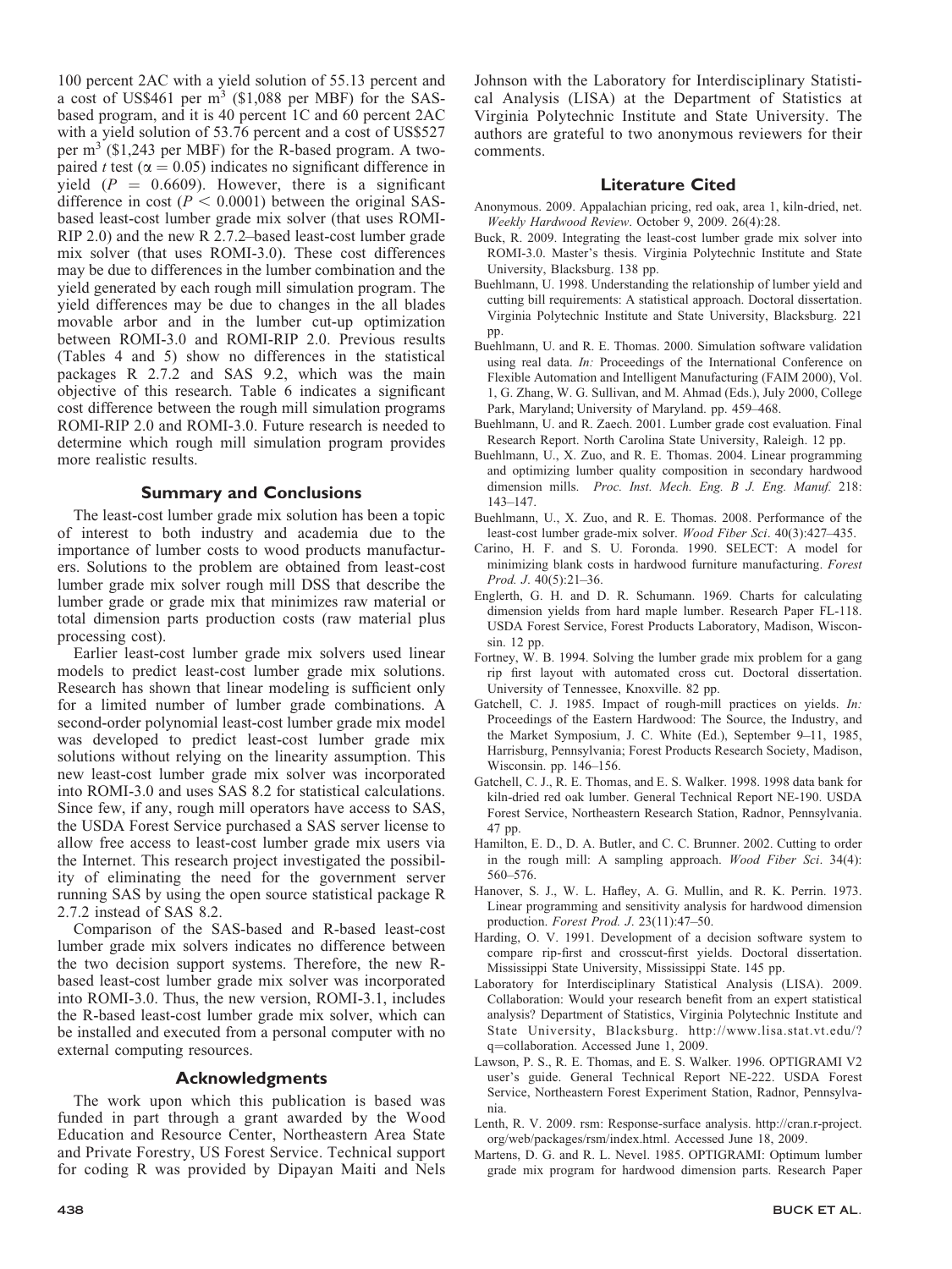100 percent 2AC with a yield solution of 55.13 percent and a cost of US\$461 per $m^3$ (\$1,088 per MBF) for the SAS-based program, and it is 40 percent 1C and 60 percent 2AC with a yield solution of 53.76 percent and a cost of US\$527 per $m^3$ (\$1,243 per MBF) for the R-based program. A two-paired $t$ test ($\alpha = 0.05$) indicates no significant difference in yield ($P = 0.6609$). However, there is a significant difference in cost ($P < 0.0001$) between the original SAS-based least-cost lumber grade mix solver (that uses ROMI-RIP 2.0) and the new R 2.7.2–based least-cost lumber grade mix solver (that uses ROMI-3.0). These cost differences may be due to differences in the lumber combination and the yield generated by each rough mill simulation program. The yield differences may be due to changes in the all blades movable arbor and in the lumber cut-up optimization between ROMI-3.0 and ROMI-RIP 2.0. Previous results (Tables 4 and 5) show no differences in the statistical packages R 2.7.2 and SAS 9.2, which was the main objective of this research. Table 6 indicates a significant cost difference between the rough mill simulation programs ROMI-RIP 2.0 and ROMI-3.0. Future research is needed to determine which rough mill simulation program provides more realistic results.

## Summary and Conclusions

The least-cost lumber grade mix solution has been a topic of interest to both industry and academia due to the importance of lumber costs to wood products manufacturers. Solutions to the problem are obtained from least-cost lumber grade mix solver rough mill DSS that describe the lumber grade or grade mix that minimizes raw material or total dimension parts production costs (raw material plus processing cost).

Earlier least-cost lumber grade mix solvers used linear models to predict least-cost lumber grade mix solutions. Research has shown that linear modeling is sufficient only for a limited number of lumber grade combinations. A second-order polynomial least-cost lumber grade mix model was developed to predict least-cost lumber grade mix solutions without relying on the linearity assumption. This new least-cost lumber grade mix solver was incorporated into ROMI-3.0 and uses SAS 8.2 for statistical calculations. Since few, if any, rough mill operators have access to SAS, the USDA Forest Service purchased a SAS server license to allow free access to least-cost lumber grade mix users via the Internet. This research project investigated the possibility of eliminating the need for the government server running SAS by using the open source statistical package R 2.7.2 instead of SAS 8.2.

Comparison of the SAS-based and R-based least-cost lumber grade mix solvers indicates no difference between the two decision support systems. Therefore, the new R-based least-cost lumber grade mix solver was incorporated into ROMI-3.0. Thus, the new version, ROMI-3.1, includes the R-based least-cost lumber grade mix solver, which can be installed and executed from a personal computer with no external computing resources.

## Acknowledgments

The work upon which this publication is based was funded in part through a grant awarded by the Wood Education and Resource Center, Northeastern Area State and Private Forestry, US Forest Service. Technical support for coding R was provided by Dipayan Maiti and Nels Johnson with the Laboratory for Interdisciplinary Statistical Analysis (LISA) at the Department of Statistics at Virginia Polytechnic Institute and State University. The authors are grateful to two anonymous reviewers for their comments.

## Literature Cited

Anonymous. 2009. Appalachian pricing, red oak, area 1, kiln-dried, net. *Weekly Hardwood Review*. October 9, 2009. 26(4):28.

Buck, R. 2009. Integrating the least-cost lumber grade mix solver into ROMI-3.0. Master's thesis. Virginia Polytechnic Institute and State University, Blacksburg. 138 pp.

Buehlmann, U. 1998. Understanding the relationship of lumber yield and cutting bill requirements: A statistical approach. Doctoral dissertation. Virginia Polytechnic Institute and State University, Blacksburg. 221 pp.

Buehlmann, U. and R. E. Thomas. 2000. Simulation software validation using real data. *In:* Proceedings of the International Conference on Flexible Automation and Intelligent Manufacturing (FAIM 2000), Vol. 1, G. Zhang, W. G. Sullivan, and M. Ahmad (Eds.), July 2000, College Park, Maryland; University of Maryland. pp. 459–468.

Buehlmann, U. and R. Zaech. 2001. Lumber grade cost evaluation. Final Research Report. North Carolina State University, Raleigh. 12 pp.

Buehlmann, U., X. Zuo, and R. E. Thomas. 2004. Linear programming and optimizing lumber quality composition in secondary hardwood dimension mills. *Proc. Inst. Mech. Eng. B J. Eng. Manuf.* 218: 143–147.

Buehlmann, U., X. Zuo, and R. E. Thomas. 2008. Performance of the least-cost lumber grade-mix solver. *Wood Fiber Sci*. 40(3):427–435.

Carino, H. F. and S. U. Foronda. 1990. SELECT: A model for minimizing blank costs in hardwood furniture manufacturing. *Forest Prod. J*. 40(5):21–36.

Englerth, G. H. and D. R. Schumann. 1969. Charts for calculating dimension yields from hard maple lumber. Research Paper FL-118. USDA Forest Service, Forest Products Laboratory, Madison, Wisconsin. 12 pp.

Fortney, W. B. 1994. Solving the lumber grade mix problem for a gang rip first layout with automated cross cut. Doctoral dissertation. University of Tennessee, Knoxville. 82 pp.

Gatchell, C. J. 1985. Impact of rough-mill practices on yields. *In:* Proceedings of the Eastern Hardwood: The Source, the Industry, and the Market Symposium, J. C. White (Ed.), September 9–11, 1985, Harrisburg, Pennsylvania; Forest Products Research Society, Madison, Wisconsin. pp. 146–156.

Gatchell, C. J., R. E. Thomas, and E. S. Walker. 1998. 1998 data bank for kiln-dried red oak lumber. General Technical Report NE-190. USDA Forest Service, Northeastern Research Station, Radnor, Pennsylvania. 47 pp.

Hamilton, E. D., D. A. Butler, and C. C. Brunner. 2002. Cutting to order in the rough mill: A sampling approach. *Wood Fiber Sci*. 34(4): 560–576.

Hanover, S. J., W. L. Hafley, A. G. Mullin, and R. K. Perrin. 1973. Linear programming and sensitivity analysis for hardwood dimension production. *Forest Prod. J*. 23(11):47–50.

Harding, O. V. 1991. Development of a decision software system to compare rip-first and crosscut-first yields. Doctoral dissertation. Mississippi State University, Mississippi State. 145 pp.

Laboratory for Interdisciplinary Statistical Analysis (LISA). 2009. Collaboration: Would your research benefit from an expert statistical analysis? Department of Statistics, Virginia Polytechnic Institute and State University, Blacksburg. http://www.lisa.stat.vt.edu/?q=collaboration. Accessed June 1, 2009.

Lawson, P. S., R. E. Thomas, and E. S. Walker. 1996. OPTIGRAMI V2 user's guide. General Technical Report NE-222. USDA Forest Service, Northeastern Forest Experiment Station, Radnor, Pennsylvania.

Lenth, R. V. 2009. rsm: Response-surface analysis. http://cran.r-project.org/web/packages/rsm/index.html. Accessed June 18, 2009.

Martens, D. G. and R. L. Nevel. 1985. OPTIGRAMI: Optimum lumber grade mix program for hardwood dimension parts. Research Paper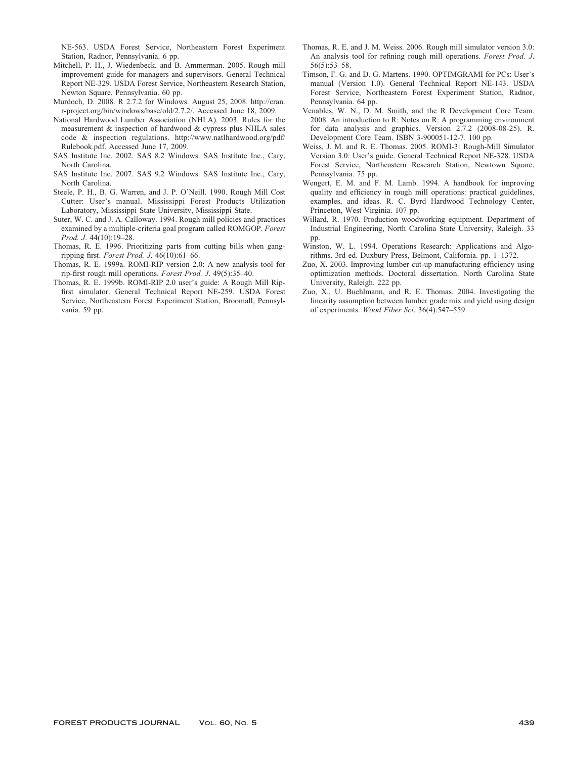NE-563. USDA Forest Service, Northeastern Forest Experiment Station, Radnor, Pennsylvania. 6 pp.

Mitchell, P. H., J. Wiedenbeck, and B. Ammerman. 2005. Rough mill improvement guide for managers and supervisors. General Technical Report NE-329. USDA Forest Service, Northeastern Research Station, Newton Square, Pennsylvania. 60 pp.

Murdoch, D. 2008. R 2.7.2 for Windows. August 25, 2008. http://cran.r-project.org/bin/windows/base/old/2.7.2/. Accessed June 18, 2009.

National Hardwood Lumber Association (NHLA). 2003. Rules for the measurement & inspection of hardwood & cypress plus NHLA sales code & inspection regulations. http://www.natlhardwood.org/pdf/Rulebook.pdf. Accessed June 17, 2009.

SAS Institute Inc. 2002. SAS 8.2 Windows. SAS Institute Inc., Cary, North Carolina.

SAS Institute Inc. 2007. SAS 9.2 Windows. SAS Institute Inc., Cary, North Carolina.

Steele, P. H., B. G. Warren, and J. P. O'Neill. 1990. Rough Mill Cost Cutter: User's manual. Mississippi Forest Products Utilization Laboratory, Mississippi State University, Mississippi State.

Suter, W. C. and J. A. Calloway. 1994. Rough mill policies and practices examined by a multiple-criteria goal program called ROMGOP. *Forest Prod. J*. 44(10):19–28.

Thomas, R. E. 1996. Prioritizing parts from cutting bills when gang-ripping first. *Forest Prod. J*. 46(10):61–66.

Thomas, R. E. 1999a. ROMI-RIP version 2.0: A new analysis tool for rip-first rough mill operations. *Forest Prod. J*. 49(5):35–40.

Thomas, R. E. 1999b. ROMI-RIP 2.0 user's guide: A Rough Mill Rip-first simulator. General Technical Report NE-259. USDA Forest Service, Northeastern Forest Experiment Station, Broomall, Pennsylvania. 59 pp.

Thomas, R. E. and J. M. Weiss. 2006. Rough mill simulator version 3.0: An analysis tool for refining rough mill operations. *Forest Prod. J*. 56(5):53–58.

Timson, F. G. and D. G. Martens. 1990. OPTIMGRAMI for PCs: User's manual (Version 1.0). General Technical Report NE-143. USDA Forest Service, Northeastern Forest Experiment Station, Radnor, Pennsylvania. 64 pp.

Venables, W. N., D. M. Smith, and the R Development Core Team. 2008. An introduction to R: Notes on R: A programming environment for data analysis and graphics. Version 2.7.2 (2008-08-25). R. Development Core Team. ISBN 3-900051-12-7. 100 pp.

Weiss, J. M. and R. E. Thomas. 2005. ROMI-3: Rough-Mill Simulator Version 3.0: User's guide. General Technical Report NE-328. USDA Forest Service, Northeastern Research Station, Newtown Square, Pennsylvania. 75 pp.

Wengert, E. M. and F. M. Lamb. 1994. A handbook for improving quality and efficiency in rough mill operations: practical guidelines, examples, and ideas. R. C. Byrd Hardwood Technology Center, Princeton, West Virginia. 107 pp.

Willard, R. 1970. Production woodworking equipment. Department of Industrial Engineering, North Carolina State University, Raleigh. 33 pp.

Winston, W. L. 1994. Operations Research: Applications and Algorithms. 3rd ed. Duxbury Press, Belmont, California. pp. 1–1372.

Zuo, X. 2003. Improving lumber cut-up manufacturing efficiency using optimization methods. Doctoral dissertation. North Carolina State University, Raleigh. 222 pp.

Zuo, X., U. Buehlmann, and R. E. Thomas. 2004. Investigating the linearity assumption between lumber grade mix and yield using design of experiments. *Wood Fiber Sci*. 36(4):547–559.